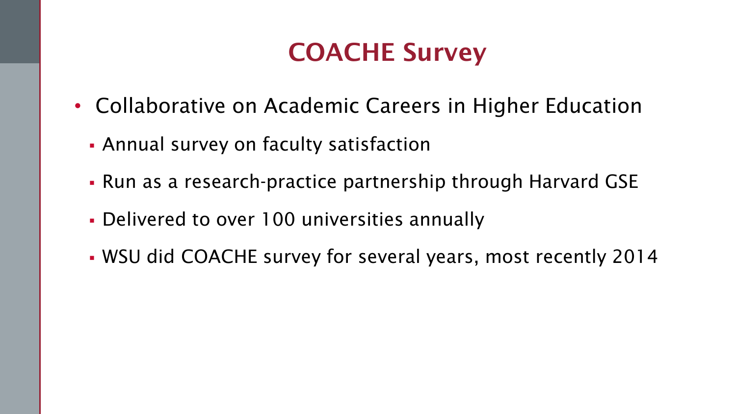# COACHE Survey

- Collaborative on Academic Careers in Higher Education
  - Annual survey on faculty satisfaction
  - Run as a research-practice partnership through Harvard GSE
  - Delivered to over 100 universities annually
  - WSU did COACHE survey for several years, most recently 2014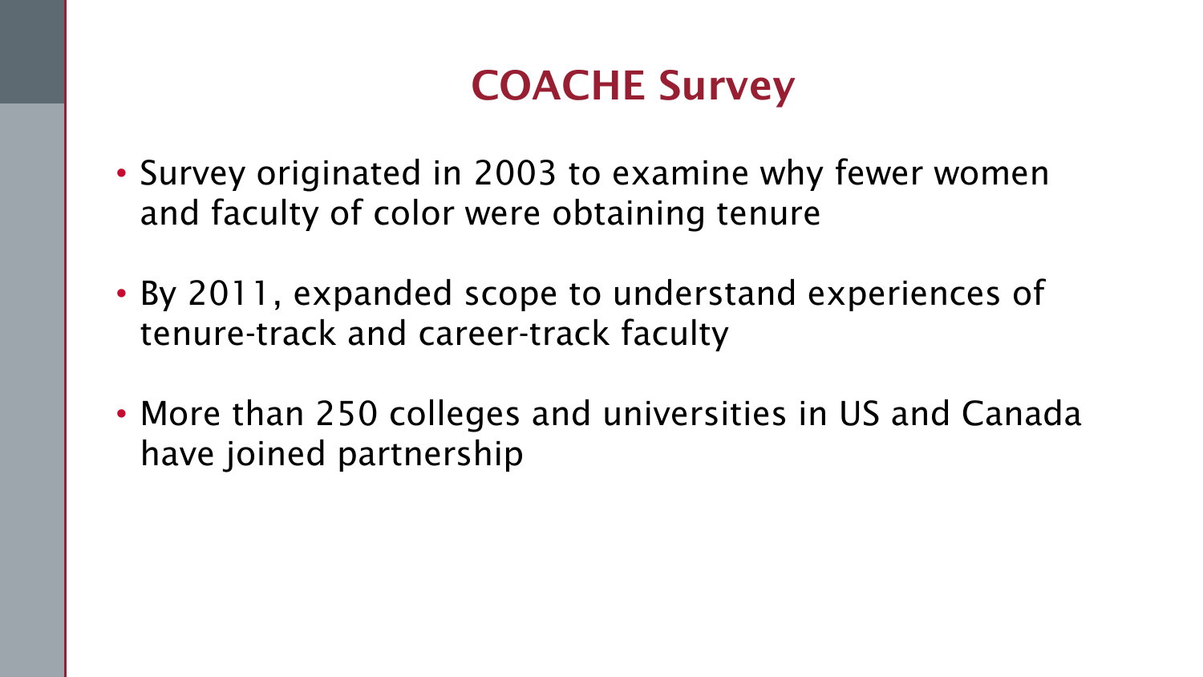# COACHE Survey

- Survey originated in 2003 to examine why fewer women and faculty of color were obtaining tenure
- By 2011, expanded scope to understand experiences of tenure-track and career-track faculty
- More than 250 colleges and universities in US and Canada have joined partnership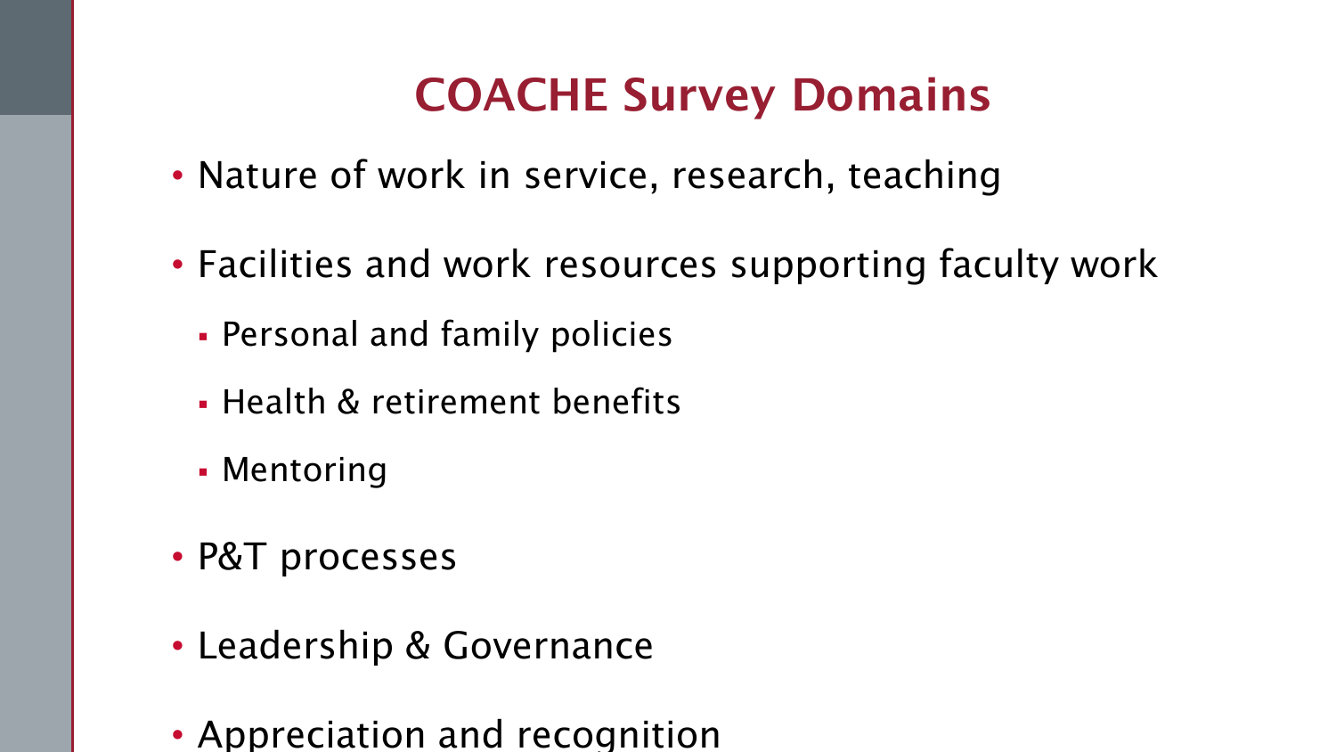# COACHE Survey Domains

- Nature of work in service, research, teaching
- Facilities and work resources supporting faculty work
  - Personal and family policies
  - Health & retirement benefits
  - Mentoring
- P&T processes
- Leadership & Governance
- Appreciation and recognition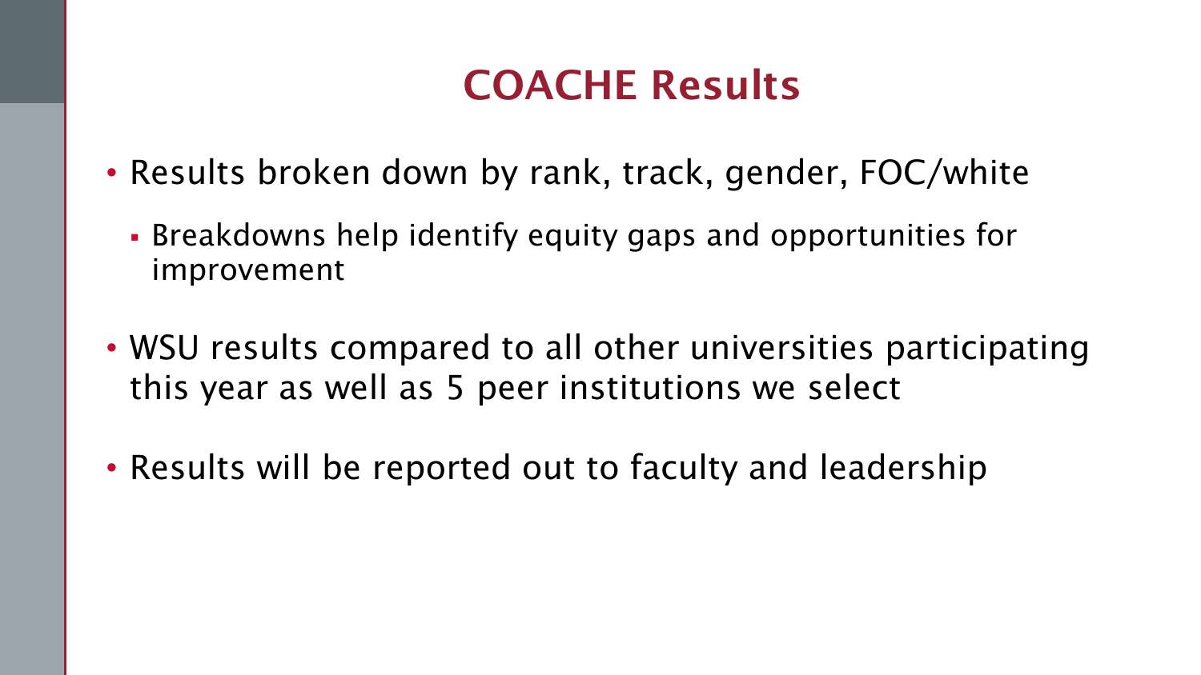# COACHE Results

- Results broken down by rank, track, gender, FOC/white
  - Breakdowns help identify equity gaps and opportunities for improvement
- WSU results compared to all other universities participating this year as well as 5 peer institutions we select
- Results will be reported out to faculty and leadership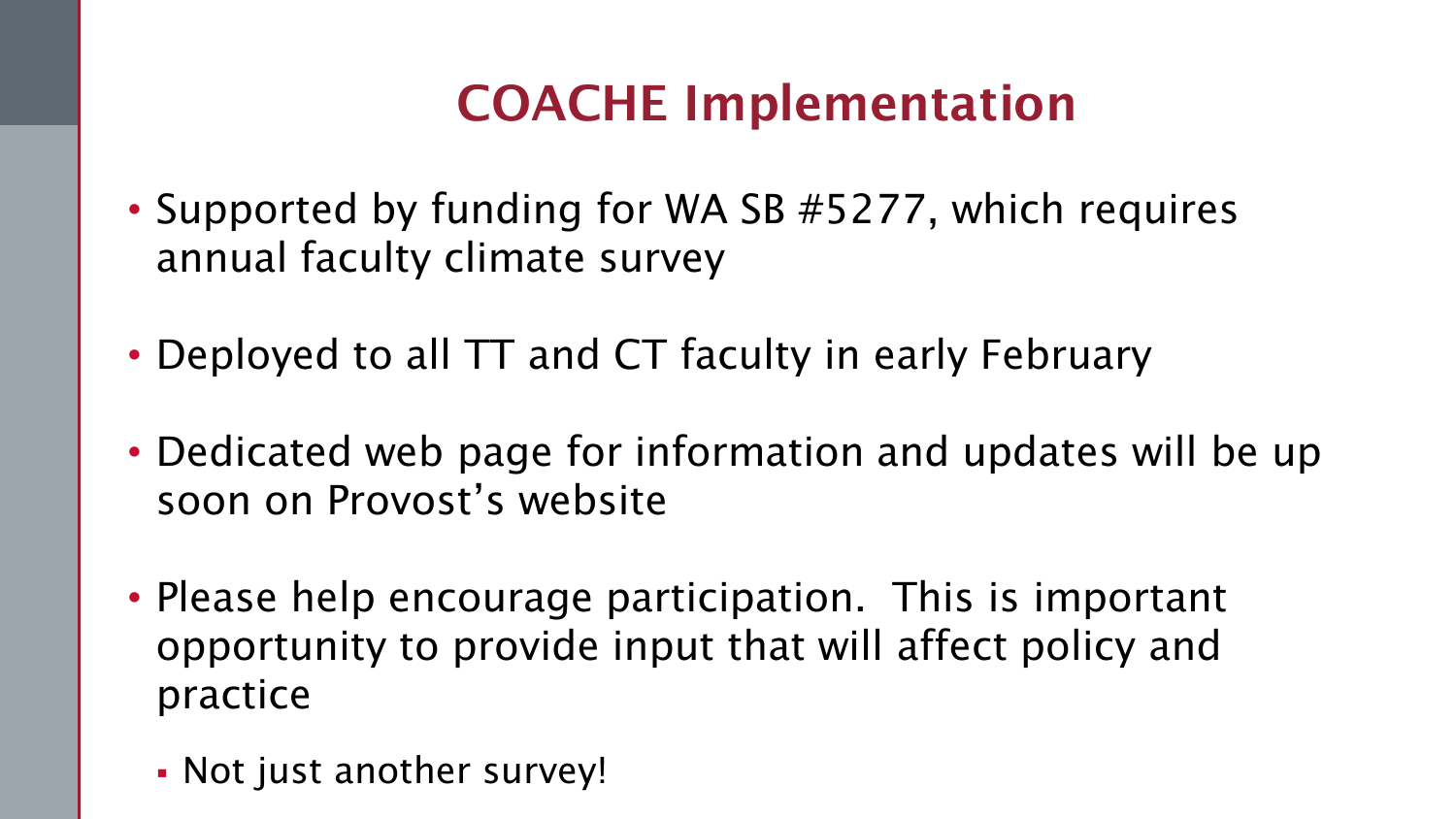# COACHE Implementation

- Supported by funding for WA SB #5277, which requires annual faculty climate survey
- Deployed to all TT and CT faculty in early February
- Dedicated web page for information and updates will be up soon on Provost's website
- Please help encourage participation.  This is important opportunity to provide input that will affect policy and practice
  - Not just another survey!